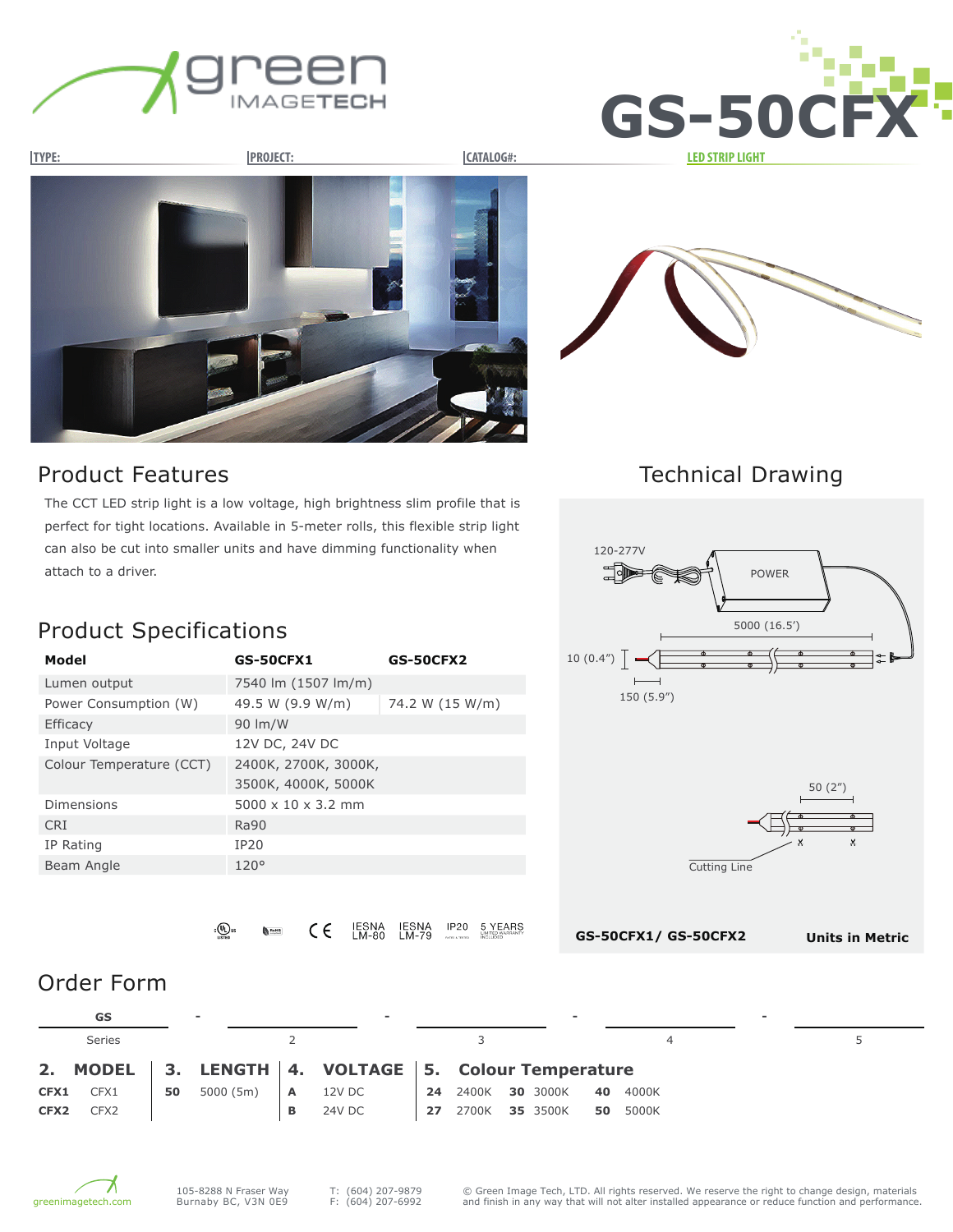# GS-50CFX

TYPE: | PROJECT: | CATALOG#: | LED STRIP LIGHT

## Product Features

The CCT LED strip light is a low voltage, high brightness slim profile that is perfect for tight locations. Available in 5-meter rolls, this flexible strip light can also be cut into smaller units and have dimming functionality when attach to a driver.

## Technical Drawing

120-277V

POWER

5000 (16.5')

10 (0.4")

150 (5.9")

50 (2")

Cutting Line

**GS-50CFX1/ GS-50CFX2** **Units in Metric**

## Product Specifications

| Model | GS-50CFX1 | GS-50CFX2 |
|---|---|---|
| Lumen output | 7540 lm (1507 lm/m) | |
| Power Consumption (W) | 49.5 W (9.9 W/m) | 74.2 W (15 W/m) |
| Efficacy | 90 lm/W | |
| Input Voltage | 12V DC, 24V DC | |
| Colour Temperature (CCT) | 2400K, 2700K, 3000K, 3500K, 4000K, 5000K | |
| Dimensions | 5000 x 10 x 3.2 mm | |
| CRI | Ra90 | |
| IP Rating | IP20 | |
| Beam Angle | 120° | |

UL LISTED · RoHS · CE · IESNA LM-80 · IESNA LM-79 · IP20 · 5 YEARS LIMITED WARRANTY INCLUDED

## Order Form

| GS | - | | - | | - | | - | |
|---|---|---|---|---|---|---|---|---|
| Series | | 2 | | 3 | | 4 | | 5 |

**2. MODEL**

| | |
|---|---|
| **CFX1** | CFX1 |
| **CFX2** | CFX2 |

**3. LENGTH**

| | |
|---|---|
| **50** | 5000 (5m) |

**4. VOLTAGE**

| | |
|---|---|
| **A** | 12V DC |
| **B** | 24V DC |

**5. Colour Temperature**

| | | | | | |
|---|---|---|---|---|---|
| **24** | 2400K | **30** | 3000K | **40** | 4000K |
| **27** | 2700K | **35** | 3500K | **50** | 5000K |

greenimagetech.com

105-8288 N Fraser Way
Burnaby BC, V3N 0E9

T: (604) 207-9879
F: (604) 207-6992

© Green Image Tech, LTD. All rights reserved. We reserve the right to change design, materials and finish in any way that will not alter installed appearance or reduce function and performance.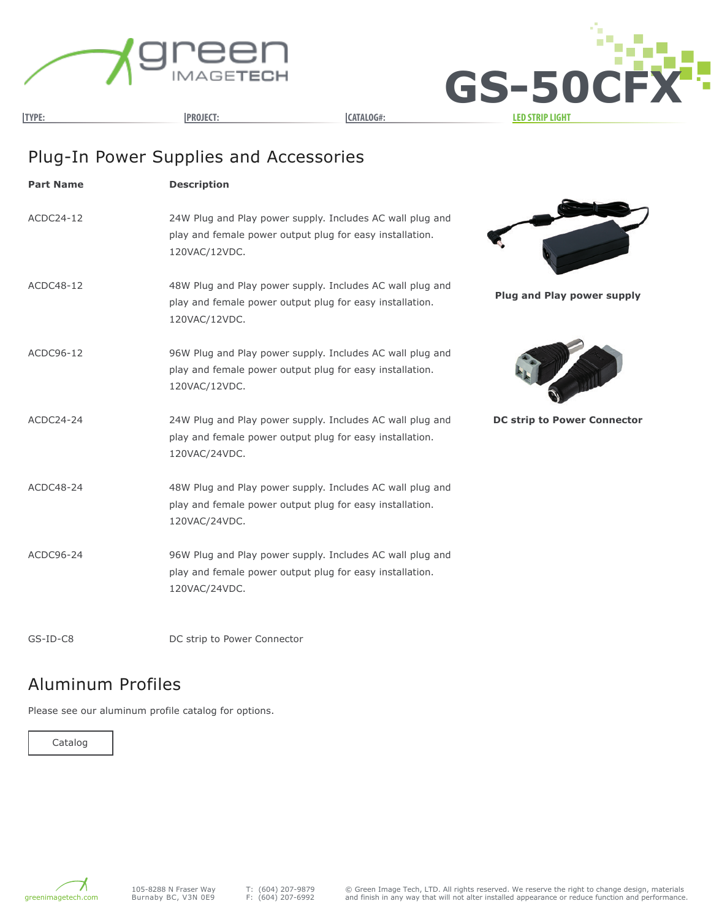## Plug-In Power Supplies and Accessories

| Part Name | Description |
|---|---|
| ACDC24-12 | 24W Plug and Play power supply. Includes AC wall plug and play and female power output plug for easy installation. 120VAC/12VDC. |
| ACDC48-12 | 48W Plug and Play power supply. Includes AC wall plug and play and female power output plug for easy installation. 120VAC/12VDC. |
| ACDC96-12 | 96W Plug and Play power supply. Includes AC wall plug and play and female power output plug for easy installation. 120VAC/12VDC. |
| ACDC24-24 | 24W Plug and Play power supply. Includes AC wall plug and play and female power output plug for easy installation. 120VAC/24VDC. |
| ACDC48-24 | 48W Plug and Play power supply. Includes AC wall plug and play and female power output plug for easy installation. 120VAC/24VDC. |
| ACDC96-24 | 96W Plug and Play power supply. Includes AC wall plug and play and female power output plug for easy installation. 120VAC/24VDC. |
| GS-ID-C8 | DC strip to Power Connector |

**Plug and Play power supply**

**DC strip to Power Connector**

## Aluminum Profiles

Please see our aluminum profile catalog for options.

Catalog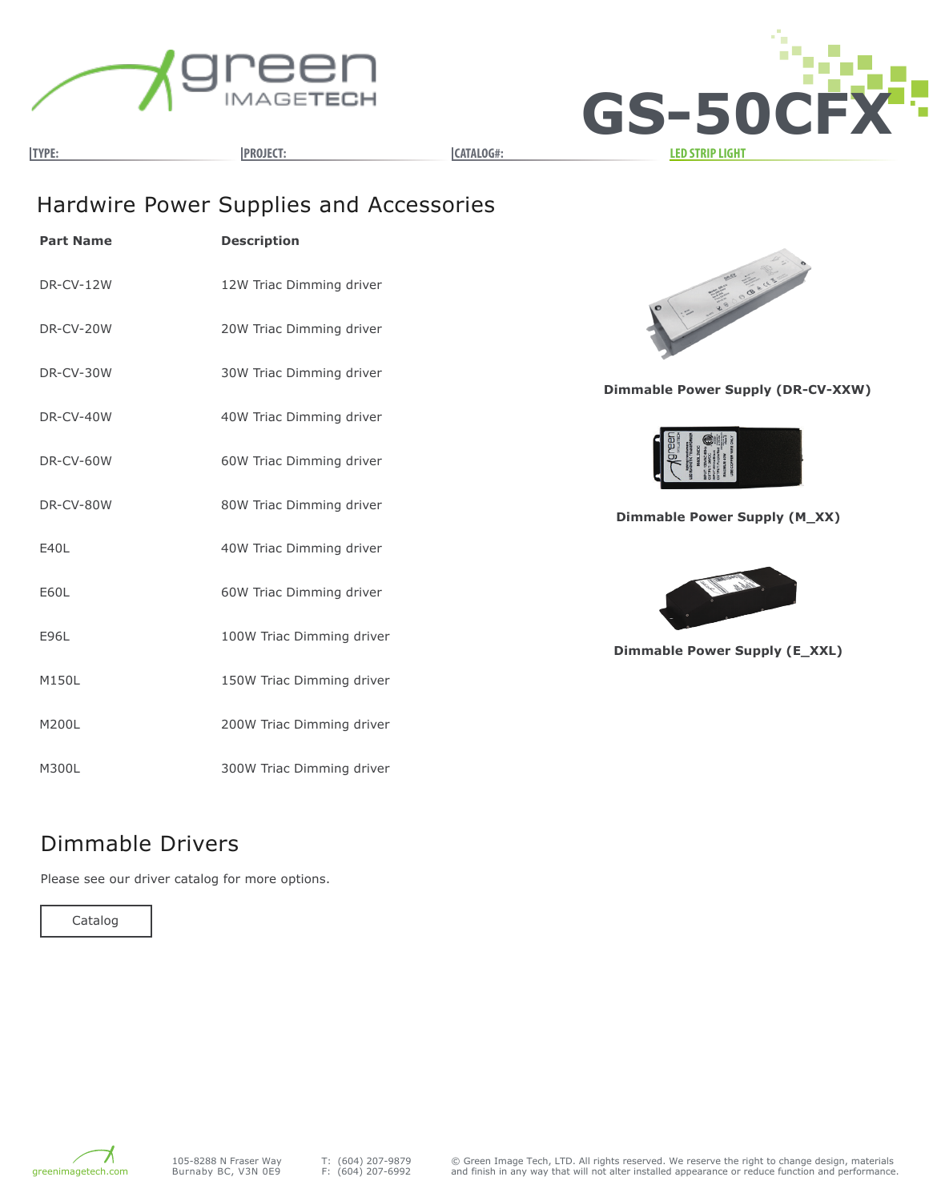# GS-50CFX

TYPE: PROJECT: CATALOG#: LED STRIP LIGHT

## Hardwire Power Supplies and Accessories

| Part Name | Description |
|---|---|
| DR-CV-12W | 12W Triac Dimming driver |
| DR-CV-20W | 20W Triac Dimming driver |
| DR-CV-30W | 30W Triac Dimming driver |
| DR-CV-40W | 40W Triac Dimming driver |
| DR-CV-60W | 60W Triac Dimming driver |
| DR-CV-80W | 80W Triac Dimming driver |
| E40L | 40W Triac Dimming driver |
| E60L | 60W Triac Dimming driver |
| E96L | 100W Triac Dimming driver |
| M150L | 150W Triac Dimming driver |
| M200L | 200W Triac Dimming driver |
| M300L | 300W Triac Dimming driver |

**Dimmable Power Supply (DR-CV-XXW)**

**Dimmable Power Supply (M_XX)**

**Dimmable Power Supply (E_XXL)**

## Dimmable Drivers

Please see our driver catalog for more options.

Catalog

greenimagetech.com 105-8288 N Fraser Way Burnaby BC, V3N 0E9 T: (604) 207-9879 F: (604) 207-6992

© Green Image Tech, LTD. All rights reserved. We reserve the right to change design, materials and finish in any way that will not alter installed appearance or reduce function and performance.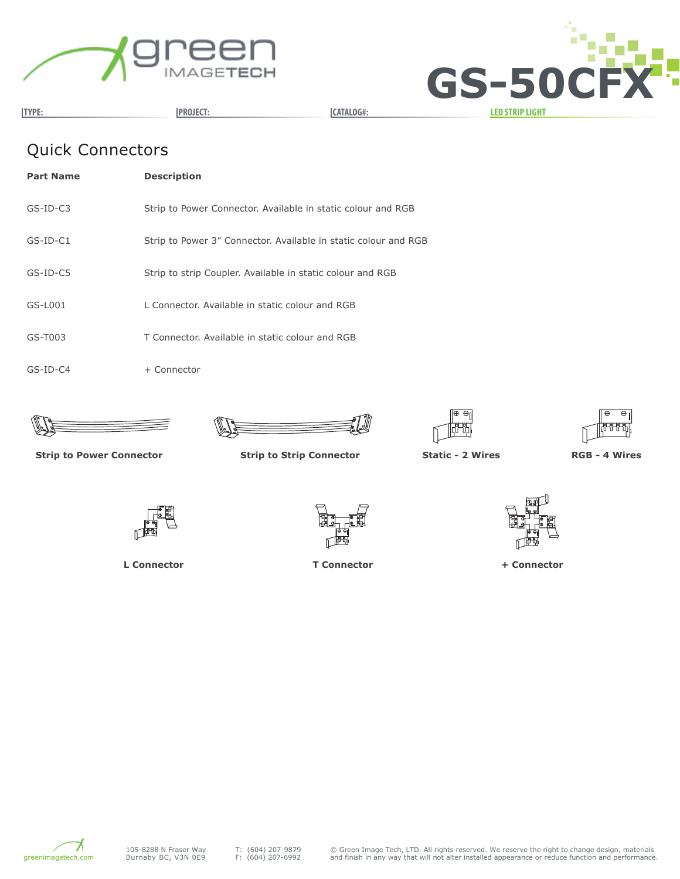# Quick Connectors

| Part Name | Description |
| --- | --- |
| GS-ID-C3 | Strip to Power Connector. Available in static colour and RGB |
| GS-ID-C1 | Strip to Power 3" Connector. Available in static colour and RGB |
| GS-ID-C5 | Strip to strip Coupler. Available in static colour and RGB |
| GS-L001 | L Connector. Available in static colour and RGB |
| GS-T003 | T Connector. Available in static colour and RGB |
| GS-ID-C4 | + Connector |

**Strip to Power Connector**

**Strip to Strip Connector**

**Static - 2 Wires**

**RGB - 4 Wires**

**L Connector**

**T Connector**

**+ Connector**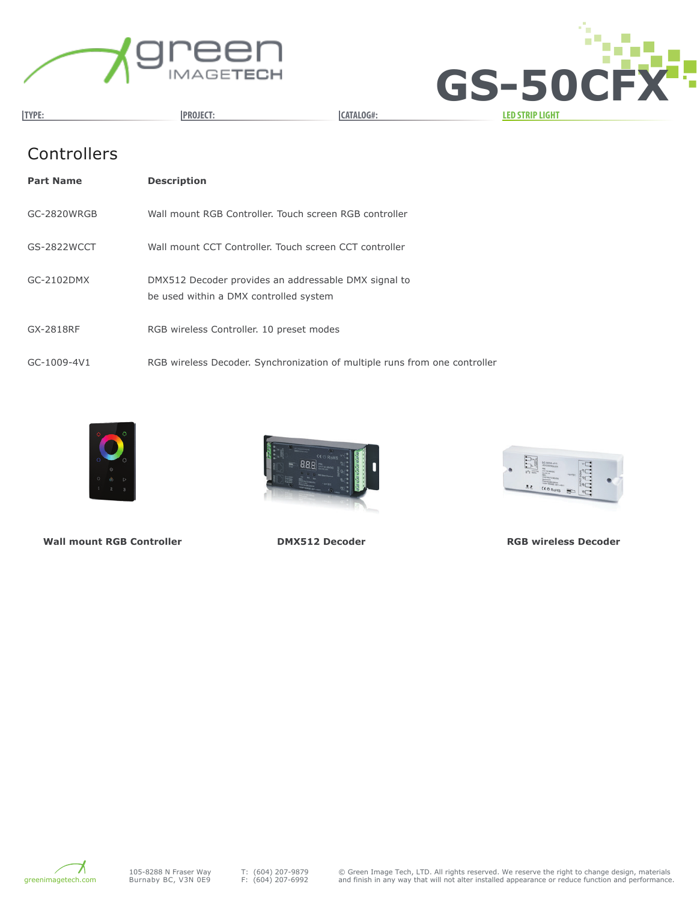## Controllers

| Part Name | Description |
|---|---|
| GC-2820WRGB | Wall mount RGB Controller. Touch screen RGB controller |
| GS-2822WCCT | Wall mount CCT Controller. Touch screen CCT controller |
| GC-2102DMX | DMX512 Decoder provides an addressable DMX signal to be used within a DMX controlled system |
| GX-2818RF | RGB wireless Controller. 10 preset modes |
| GC-1009-4V1 | RGB wireless Decoder. Synchronization of multiple runs from one controller |

**Wall mount RGB Controller**

**DMX512 Decoder**

**RGB wireless Decoder**